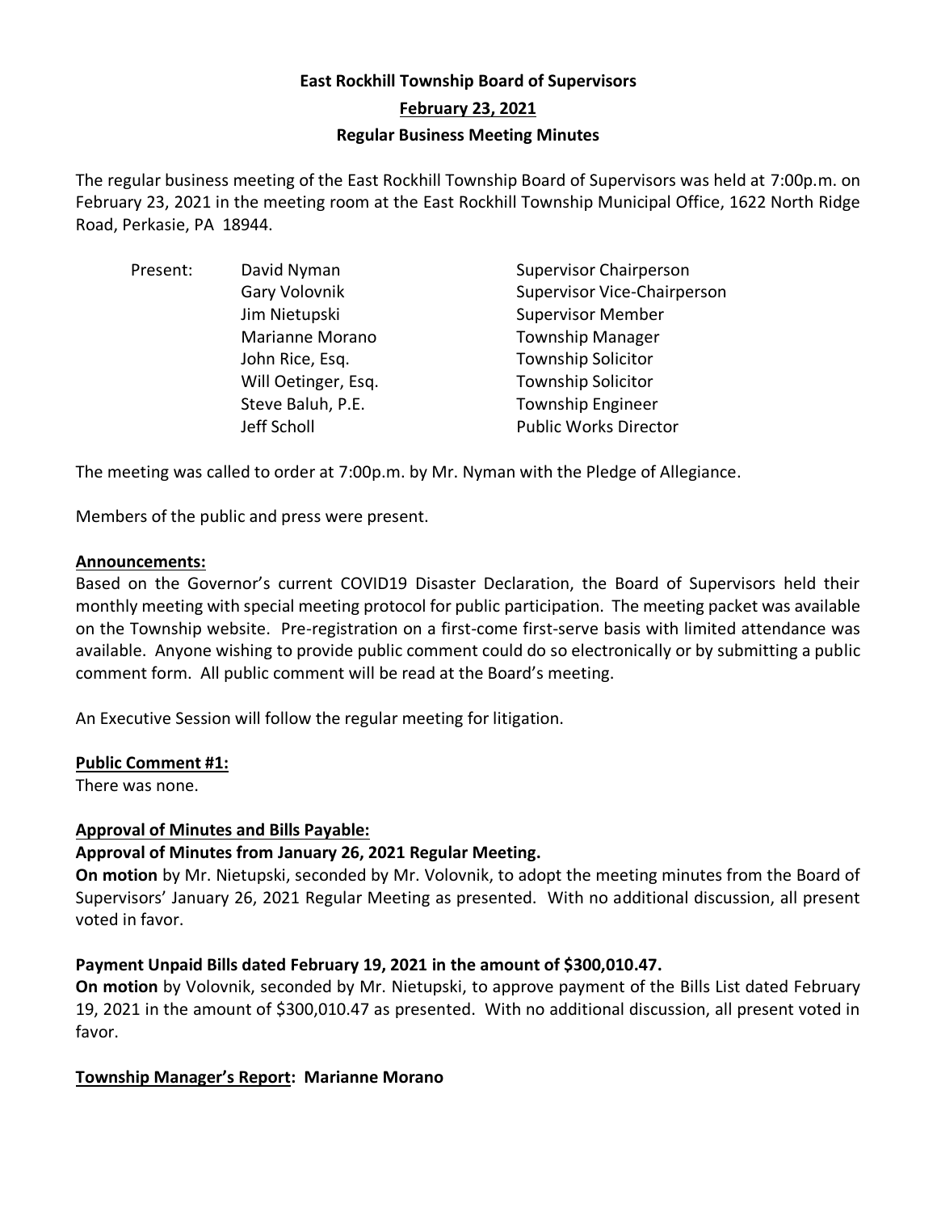# East Rockhill Township Board of Supervisors

## February 23, 2021

## Regular Business Meeting Minutes

The regular business meeting of the East Rockhill Township Board of Supervisors was held at 7:00p.m. on February 23, 2021 in the meeting room at the East Rockhill Township Municipal Office, 1622 North Ridge Road, Perkasie, PA 18944.

| Present: | David Nyman | Supervisor Chairperson |
|---|---|---|
| | Gary Volovnik | Supervisor Vice-Chairperson |
| | Jim Nietupski | Supervisor Member |
| | Marianne Morano | Township Manager |
| | John Rice, Esq. | Township Solicitor |
| | Will Oetinger, Esq. | Township Solicitor |
| | Steve Baluh, P.E. | Township Engineer |
| | Jeff Scholl | Public Works Director |

The meeting was called to order at 7:00p.m. by Mr. Nyman with the Pledge of Allegiance.

Members of the public and press were present.

**Announcements:**

Based on the Governor's current COVID19 Disaster Declaration, the Board of Supervisors held their monthly meeting with special meeting protocol for public participation. The meeting packet was available on the Township website. Pre-registration on a first-come first-serve basis with limited attendance was available. Anyone wishing to provide public comment could do so electronically or by submitting a public comment form. All public comment will be read at the Board's meeting.

An Executive Session will follow the regular meeting for litigation.

**Public Comment #1:**

There was none.

**Approval of Minutes and Bills Payable:**

**Approval of Minutes from January 26, 2021 Regular Meeting.**

**On motion** by Mr. Nietupski, seconded by Mr. Volovnik, to adopt the meeting minutes from the Board of Supervisors' January 26, 2021 Regular Meeting as presented. With no additional discussion, all present voted in favor.

**Payment Unpaid Bills dated February 19, 2021 in the amount of $300,010.47.**

**On motion** by Volovnik, seconded by Mr. Nietupski, to approve payment of the Bills List dated February 19, 2021 in the amount of $300,010.47 as presented. With no additional discussion, all present voted in favor.

**Township Manager's Report: Marianne Morano**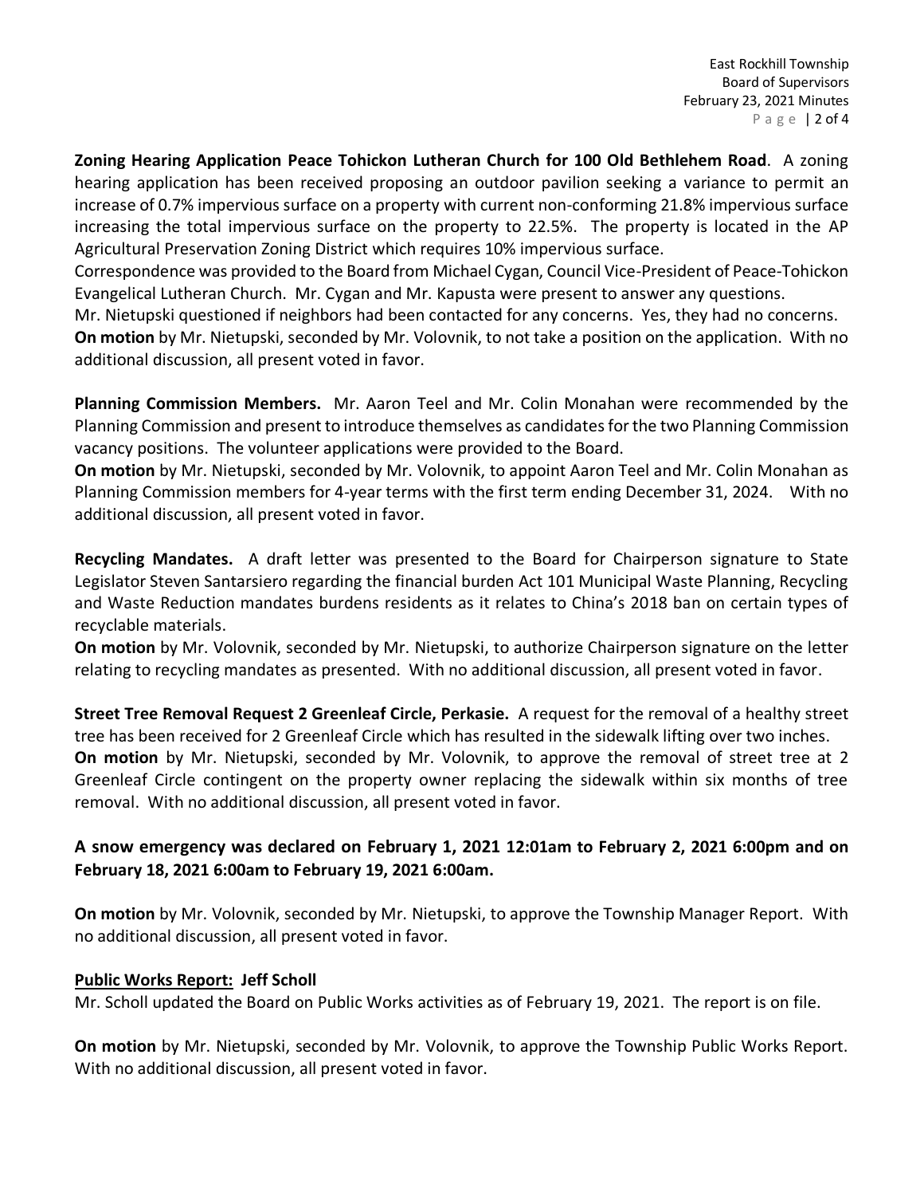**Zoning Hearing Application Peace Tohickon Lutheran Church for 100 Old Bethlehem Road**. A zoning hearing application has been received proposing an outdoor pavilion seeking a variance to permit an increase of 0.7% impervious surface on a property with current non-conforming 21.8% impervious surface increasing the total impervious surface on the property to 22.5%. The property is located in the AP Agricultural Preservation Zoning District which requires 10% impervious surface.

Correspondence was provided to the Board from Michael Cygan, Council Vice-President of Peace-Tohickon Evangelical Lutheran Church. Mr. Cygan and Mr. Kapusta were present to answer any questions.

Mr. Nietupski questioned if neighbors had been contacted for any concerns. Yes, they had no concerns.

**On motion** by Mr. Nietupski, seconded by Mr. Volovnik, to not take a position on the application. With no additional discussion, all present voted in favor.

**Planning Commission Members.** Mr. Aaron Teel and Mr. Colin Monahan were recommended by the Planning Commission and present to introduce themselves as candidates for the two Planning Commission vacancy positions. The volunteer applications were provided to the Board.

**On motion** by Mr. Nietupski, seconded by Mr. Volovnik, to appoint Aaron Teel and Mr. Colin Monahan as Planning Commission members for 4-year terms with the first term ending December 31, 2024. With no additional discussion, all present voted in favor.

**Recycling Mandates.** A draft letter was presented to the Board for Chairperson signature to State Legislator Steven Santarsiero regarding the financial burden Act 101 Municipal Waste Planning, Recycling and Waste Reduction mandates burdens residents as it relates to China's 2018 ban on certain types of recyclable materials.

**On motion** by Mr. Volovnik, seconded by Mr. Nietupski, to authorize Chairperson signature on the letter relating to recycling mandates as presented. With no additional discussion, all present voted in favor.

**Street Tree Removal Request 2 Greenleaf Circle, Perkasie.** A request for the removal of a healthy street tree has been received for 2 Greenleaf Circle which has resulted in the sidewalk lifting over two inches.

**On motion** by Mr. Nietupski, seconded by Mr. Volovnik, to approve the removal of street tree at 2 Greenleaf Circle contingent on the property owner replacing the sidewalk within six months of tree removal. With no additional discussion, all present voted in favor.

**A snow emergency was declared on February 1, 2021 12:01am to February 2, 2021 6:00pm and on February 18, 2021 6:00am to February 19, 2021 6:00am.**

**On motion** by Mr. Volovnik, seconded by Mr. Nietupski, to approve the Township Manager Report. With no additional discussion, all present voted in favor.

**Public Works Report: Jeff Scholl**

Mr. Scholl updated the Board on Public Works activities as of February 19, 2021. The report is on file.

**On motion** by Mr. Nietupski, seconded by Mr. Volovnik, to approve the Township Public Works Report. With no additional discussion, all present voted in favor.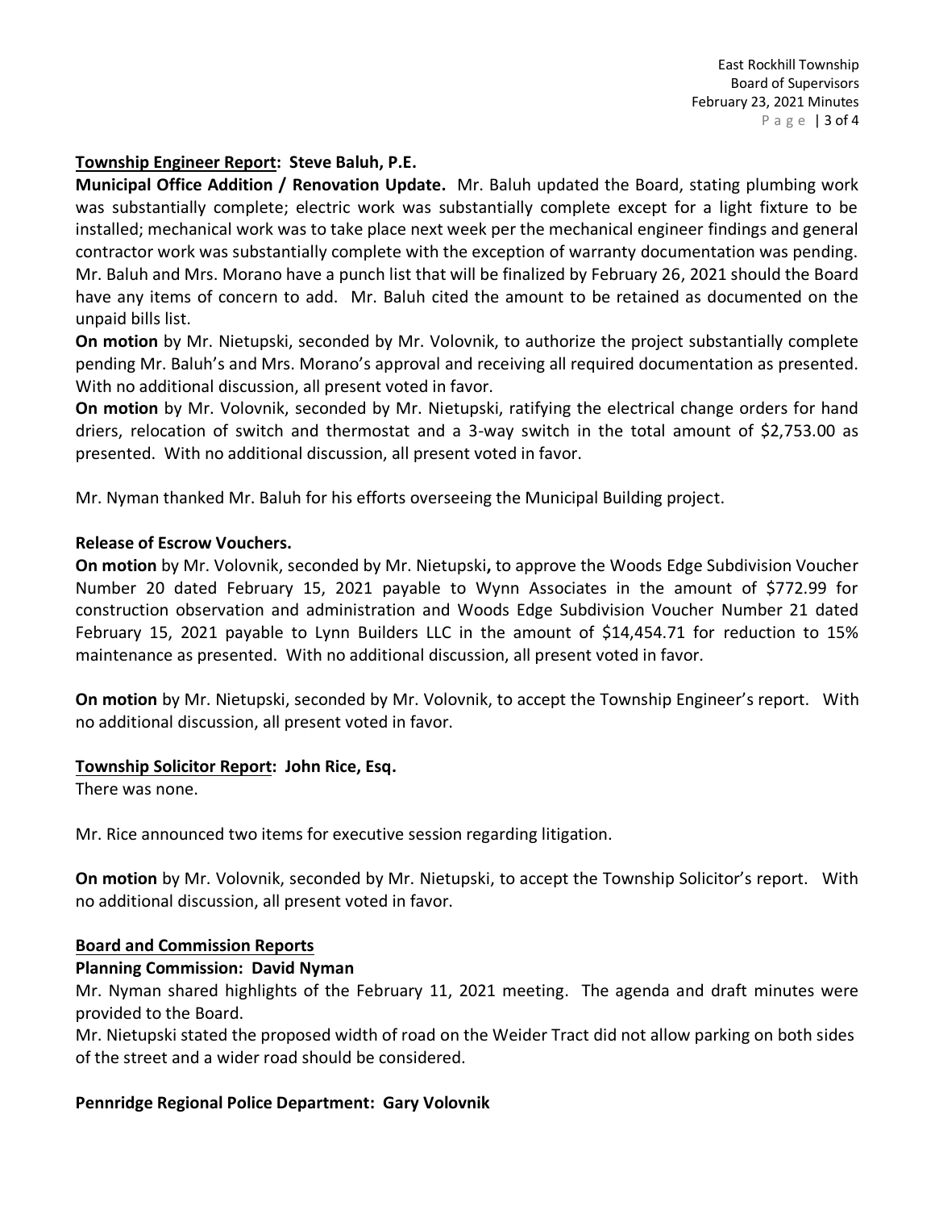**Township Engineer Report: Steve Baluh, P.E.**

**Municipal Office Addition / Renovation Update.** Mr. Baluh updated the Board, stating plumbing work was substantially complete; electric work was substantially complete except for a light fixture to be installed; mechanical work was to take place next week per the mechanical engineer findings and general contractor work was substantially complete with the exception of warranty documentation was pending. Mr. Baluh and Mrs. Morano have a punch list that will be finalized by February 26, 2021 should the Board have any items of concern to add. Mr. Baluh cited the amount to be retained as documented on the unpaid bills list.

**On motion** by Mr. Nietupski, seconded by Mr. Volovnik, to authorize the project substantially complete pending Mr. Baluh's and Mrs. Morano's approval and receiving all required documentation as presented. With no additional discussion, all present voted in favor.

**On motion** by Mr. Volovnik, seconded by Mr. Nietupski, ratifying the electrical change orders for hand driers, relocation of switch and thermostat and a 3-way switch in the total amount of $2,753.00 as presented. With no additional discussion, all present voted in favor.

Mr. Nyman thanked Mr. Baluh for his efforts overseeing the Municipal Building project.

**Release of Escrow Vouchers.**

**On motion** by Mr. Volovnik, seconded by Mr. Nietupski**,** to approve the Woods Edge Subdivision Voucher Number 20 dated February 15, 2021 payable to Wynn Associates in the amount of $772.99 for construction observation and administration and Woods Edge Subdivision Voucher Number 21 dated February 15, 2021 payable to Lynn Builders LLC in the amount of $14,454.71 for reduction to 15% maintenance as presented. With no additional discussion, all present voted in favor.

**On motion** by Mr. Nietupski, seconded by Mr. Volovnik, to accept the Township Engineer's report. With no additional discussion, all present voted in favor.

**Township Solicitor Report: John Rice, Esq.**

There was none.

Mr. Rice announced two items for executive session regarding litigation.

**On motion** by Mr. Volovnik, seconded by Mr. Nietupski, to accept the Township Solicitor's report. With no additional discussion, all present voted in favor.

**Board and Commission Reports**

**Planning Commission: David Nyman**

Mr. Nyman shared highlights of the February 11, 2021 meeting. The agenda and draft minutes were provided to the Board.

Mr. Nietupski stated the proposed width of road on the Weider Tract did not allow parking on both sides of the street and a wider road should be considered.

**Pennridge Regional Police Department: Gary Volovnik**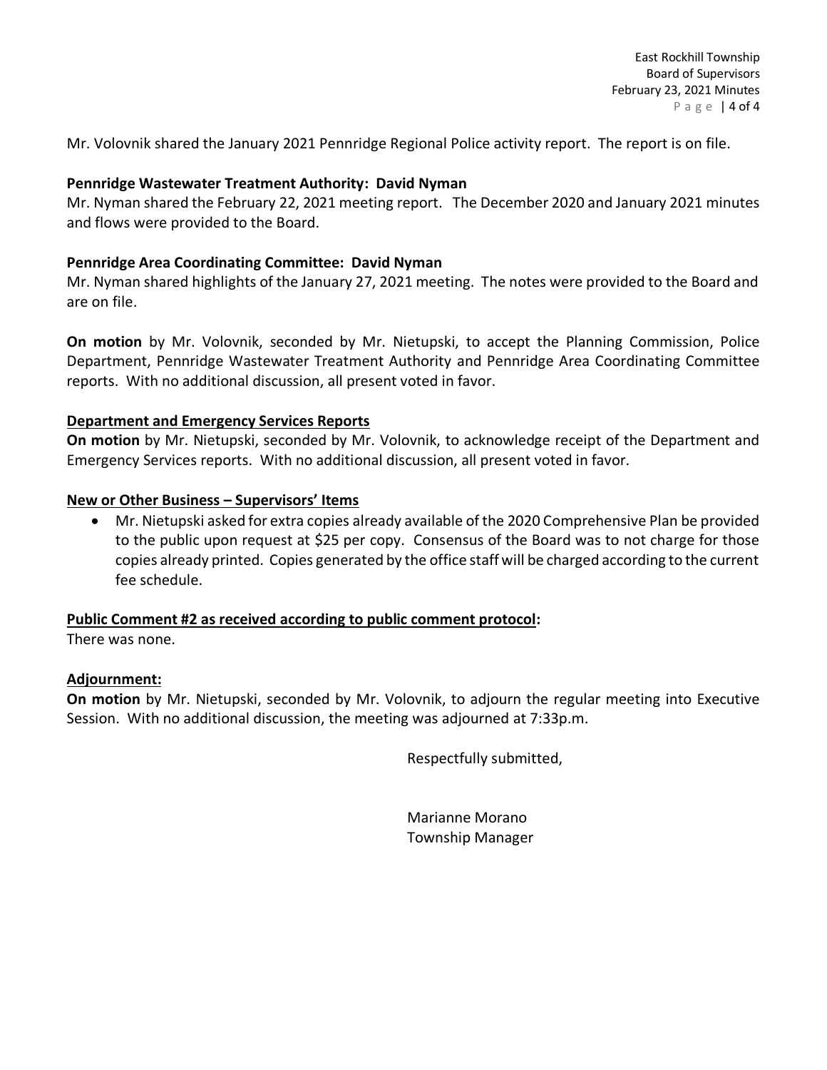Mr. Volovnik shared the January 2021 Pennridge Regional Police activity report. The report is on file.

**Pennridge Wastewater Treatment Authority: David Nyman**
Mr. Nyman shared the February 22, 2021 meeting report. The December 2020 and January 2021 minutes and flows were provided to the Board.

**Pennridge Area Coordinating Committee: David Nyman**
Mr. Nyman shared highlights of the January 27, 2021 meeting. The notes were provided to the Board and are on file.

**On motion** by Mr. Volovnik, seconded by Mr. Nietupski, to accept the Planning Commission, Police Department, Pennridge Wastewater Treatment Authority and Pennridge Area Coordinating Committee reports. With no additional discussion, all present voted in favor.

**Department and Emergency Services Reports**
**On motion** by Mr. Nietupski, seconded by Mr. Volovnik, to acknowledge receipt of the Department and Emergency Services reports. With no additional discussion, all present voted in favor.

**New or Other Business – Supervisors' Items**

- Mr. Nietupski asked for extra copies already available of the 2020 Comprehensive Plan be provided to the public upon request at $25 per copy. Consensus of the Board was to not charge for those copies already printed. Copies generated by the office staff will be charged according to the current fee schedule.

**Public Comment #2 as received according to public comment protocol:**
There was none.

**Adjournment:**
**On motion** by Mr. Nietupski, seconded by Mr. Volovnik, to adjourn the regular meeting into Executive Session. With no additional discussion, the meeting was adjourned at 7:33p.m.

Respectfully submitted,

Marianne Morano
Township Manager